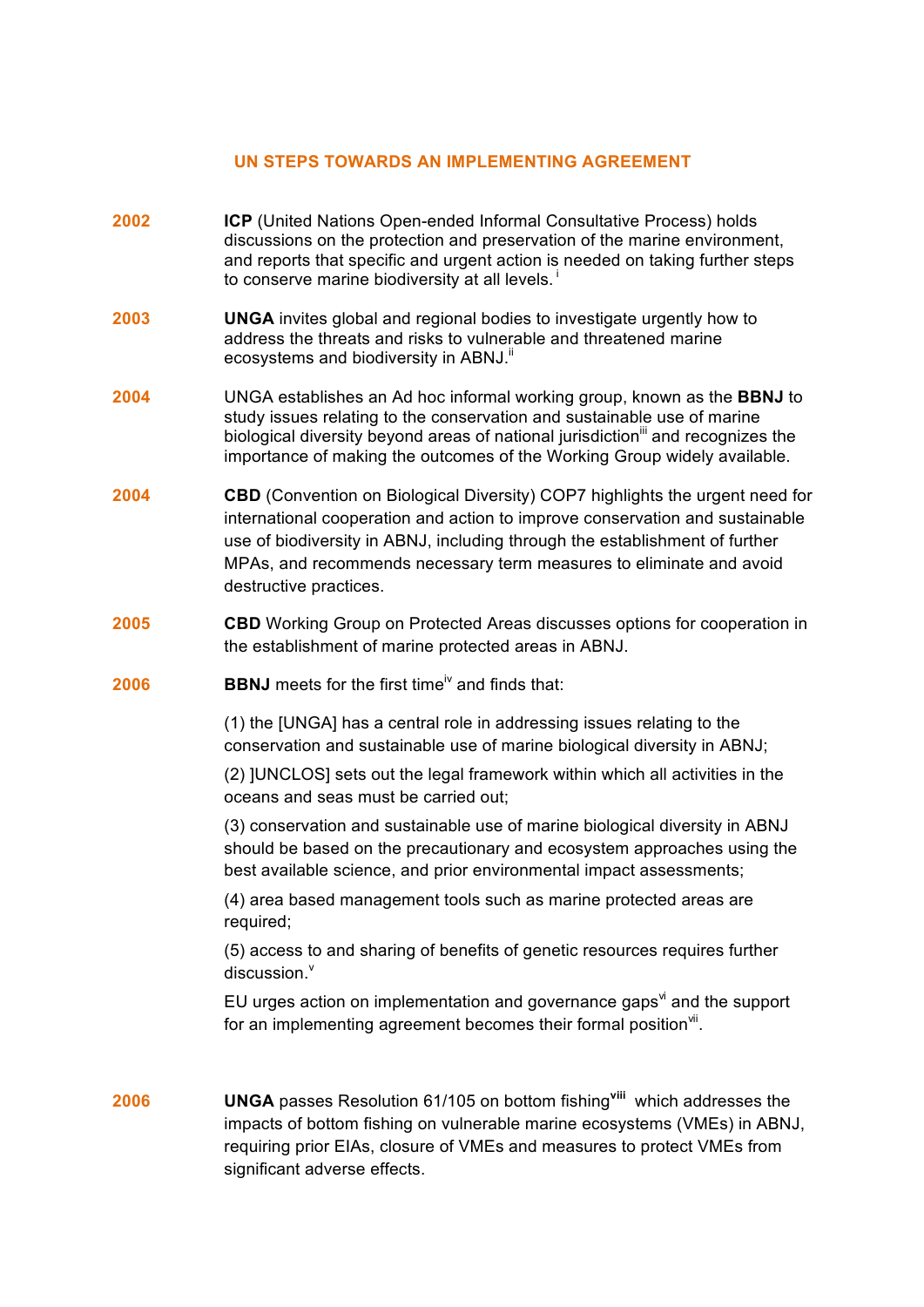## UN STEPS TOWARDS AN IMPLEMENTING AGREEMENT

**2002** **ICP** (United Nations Open-ended Informal Consultative Process) holds discussions on the protection and preservation of the marine environment, and reports that specific and urgent action is needed on taking further steps to conserve marine biodiversity at all levels. [i]

**2003** **UNGA** invites global and regional bodies to investigate urgently how to address the threats and risks to vulnerable and threatened marine ecosystems and biodiversity in ABNJ.[ii]

**2004** UNGA establishes an Ad hoc informal working group, known as the **BBNJ** to study issues relating to the conservation and sustainable use of marine biological diversity beyond areas of national jurisdiction[iii] and recognizes the importance of making the outcomes of the Working Group widely available.

**2004** **CBD** (Convention on Biological Diversity) COP7 highlights the urgent need for international cooperation and action to improve conservation and sustainable use of biodiversity in ABNJ, including through the establishment of further MPAs, and recommends necessary term measures to eliminate and avoid destructive practices.

**2005** **CBD** Working Group on Protected Areas discusses options for cooperation in the establishment of marine protected areas in ABNJ.

**2006** **BBNJ** meets for the first time[iv] and finds that:

(1) the [UNGA] has a central role in addressing issues relating to the conservation and sustainable use of marine biological diversity in ABNJ;

(2) ]UNCLOS] sets out the legal framework within which all activities in the oceans and seas must be carried out;

(3) conservation and sustainable use of marine biological diversity in ABNJ should be based on the precautionary and ecosystem approaches using the best available science, and prior environmental impact assessments;

(4) area based management tools such as marine protected areas are required;

(5) access to and sharing of benefits of genetic resources requires further discussion.[v]

EU urges action on implementation and governance gaps[vi] and the support for an implementing agreement becomes their formal position[vii].

**2006** **UNGA** passes Resolution 61/105 on bottom fishing[viii] which addresses the impacts of bottom fishing on vulnerable marine ecosystems (VMEs) in ABNJ, requiring prior EIAs, closure of VMEs and measures to protect VMEs from significant adverse effects.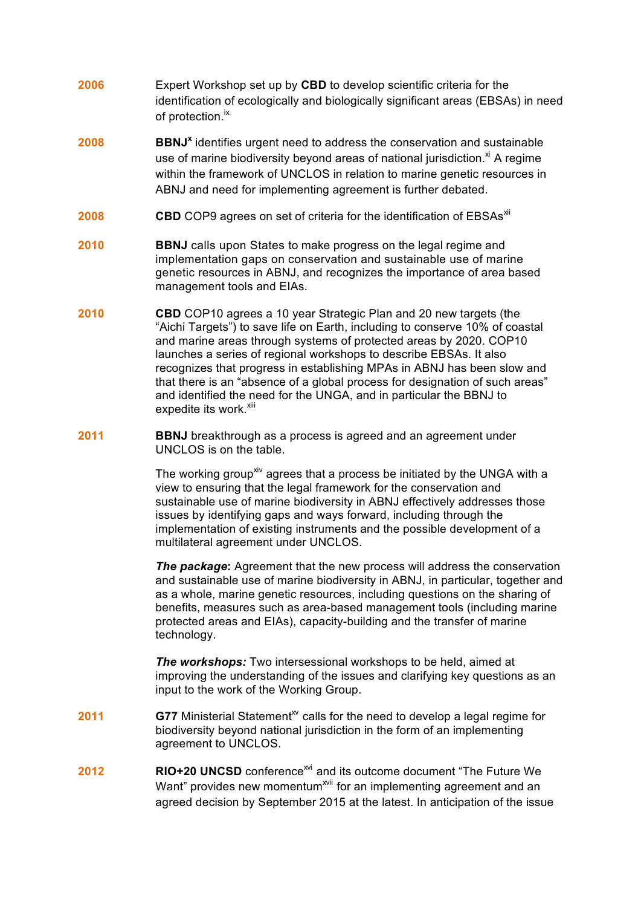**2006** Expert Workshop set up by **CBD** to develop scientific criteria for the identification of ecologically and biologically significant areas (EBSAs) in need of protection.[ix]

**2008** **BBNJ**[x] identifies urgent need to address the conservation and sustainable use of marine biodiversity beyond areas of national jurisdiction.[xi] A regime within the framework of UNCLOS in relation to marine genetic resources in ABNJ and need for implementing agreement is further debated.

**2008** **CBD** COP9 agrees on set of criteria for the identification of EBSAs[xii]

**2010** **BBNJ** calls upon States to make progress on the legal regime and implementation gaps on conservation and sustainable use of marine genetic resources in ABNJ, and recognizes the importance of area based management tools and EIAs.

**2010** **CBD** COP10 agrees a 10 year Strategic Plan and 20 new targets (the "Aichi Targets") to save life on Earth, including to conserve 10% of coastal and marine areas through systems of protected areas by 2020. COP10 launches a series of regional workshops to describe EBSAs. It also recognizes that progress in establishing MPAs in ABNJ has been slow and that there is an "absence of a global process for designation of such areas" and identified the need for the UNGA, and in particular the BBNJ to expedite its work.[xiii]

**2011** **BBNJ** breakthrough as a process is agreed and an agreement under UNCLOS is on the table.

The working group[xiv] agrees that a process be initiated by the UNGA with a view to ensuring that the legal framework for the conservation and sustainable use of marine biodiversity in ABNJ effectively addresses those issues by identifying gaps and ways forward, including through the implementation of existing instruments and the possible development of a multilateral agreement under UNCLOS.

***The package*:** Agreement that the new process will address the conservation and sustainable use of marine biodiversity in ABNJ, in particular, together and as a whole, marine genetic resources, including questions on the sharing of benefits, measures such as area-based management tools (including marine protected areas and EIAs), capacity-building and the transfer of marine technology.

***The workshops:*** Two intersessional workshops to be held, aimed at improving the understanding of the issues and clarifying key questions as an input to the work of the Working Group.

**2011** **G77** Ministerial Statement[xv] calls for the need to develop a legal regime for biodiversity beyond national jurisdiction in the form of an implementing agreement to UNCLOS.

**2012** **RIO+20 UNCSD** conference[xvi] and its outcome document "The Future We Want" provides new momentum[xvii] for an implementing agreement and an agreed decision by September 2015 at the latest. In anticipation of the issue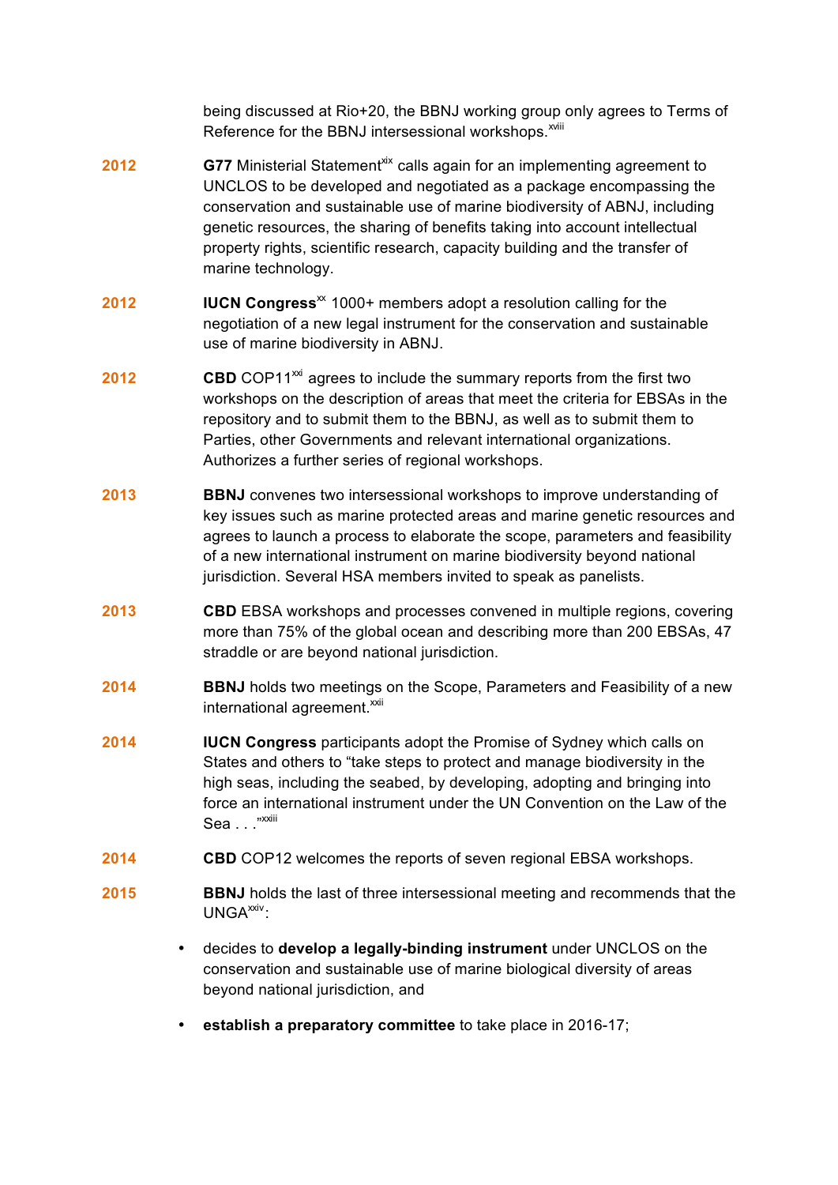being discussed at Rio+20, the BBNJ working group only agrees to Terms of Reference for the BBNJ intersessional workshops.[xviii]

**2012** **G77** Ministerial Statement[xix] calls again for an implementing agreement to UNCLOS to be developed and negotiated as a package encompassing the conservation and sustainable use of marine biodiversity of ABNJ, including genetic resources, the sharing of benefits taking into account intellectual property rights, scientific research, capacity building and the transfer of marine technology.

**2012** **IUCN Congress**[xx] 1000+ members adopt a resolution calling for the negotiation of a new legal instrument for the conservation and sustainable use of marine biodiversity in ABNJ.

**2012** **CBD** COP11[xxi] agrees to include the summary reports from the first two workshops on the description of areas that meet the criteria for EBSAs in the repository and to submit them to the BBNJ, as well as to submit them to Parties, other Governments and relevant international organizations. Authorizes a further series of regional workshops.

**2013** **BBNJ** convenes two intersessional workshops to improve understanding of key issues such as marine protected areas and marine genetic resources and agrees to launch a process to elaborate the scope, parameters and feasibility of a new international instrument on marine biodiversity beyond national jurisdiction. Several HSA members invited to speak as panelists.

**2013** **CBD** EBSA workshops and processes convened in multiple regions, covering more than 75% of the global ocean and describing more than 200 EBSAs, 47 straddle or are beyond national jurisdiction.

**2014** **BBNJ** holds two meetings on the Scope, Parameters and Feasibility of a new international agreement.[xxii]

**2014** **IUCN Congress** participants adopt the Promise of Sydney which calls on States and others to "take steps to protect and manage biodiversity in the high seas, including the seabed, by developing, adopting and bringing into force an international instrument under the UN Convention on the Law of the Sea . . ."[xxiii]

**2014** **CBD** COP12 welcomes the reports of seven regional EBSA workshops.

**2015** **BBNJ** holds the last of three intersessional meeting and recommends that the UNGA[xxiv]:

- decides to **develop a legally-binding instrument** under UNCLOS on the conservation and sustainable use of marine biological diversity of areas beyond national jurisdiction, and
- **establish a preparatory committee** to take place in 2016-17;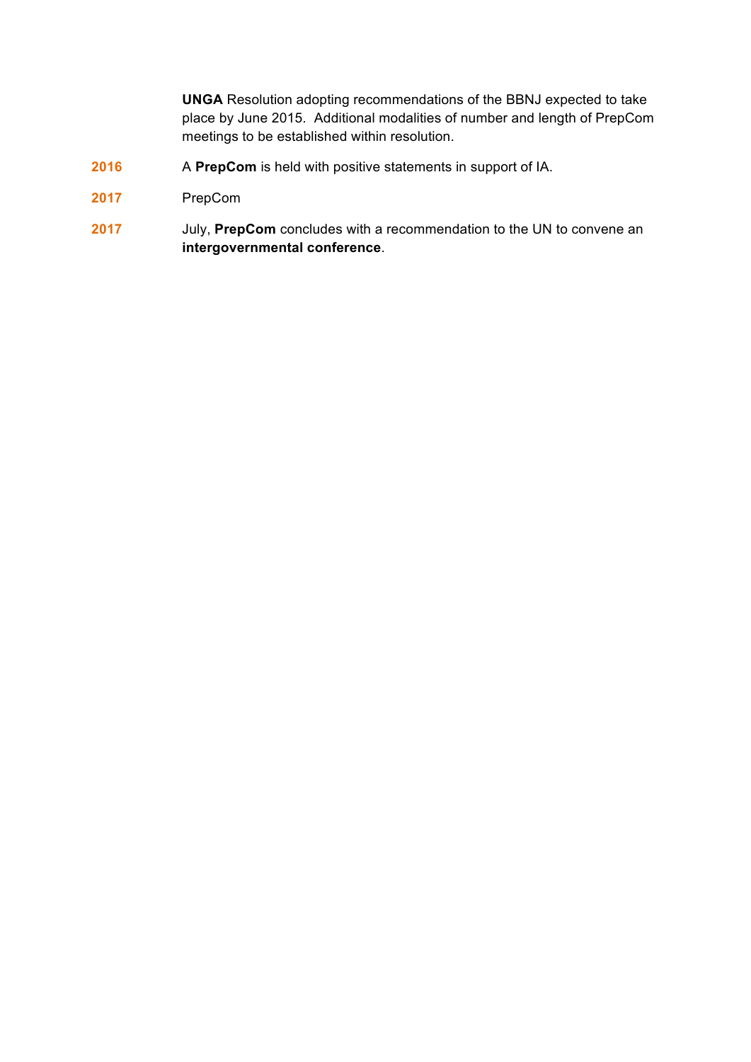**UNGA** Resolution adopting recommendations of the BBNJ expected to take place by June 2015. Additional modalities of number and length of PrepCom meetings to be established within resolution.

**2016** A **PrepCom** is held with positive statements in support of IA.

**2017** PrepCom

**2017** July, **PrepCom** concludes with a recommendation to the UN to convene an **intergovernmental conference**.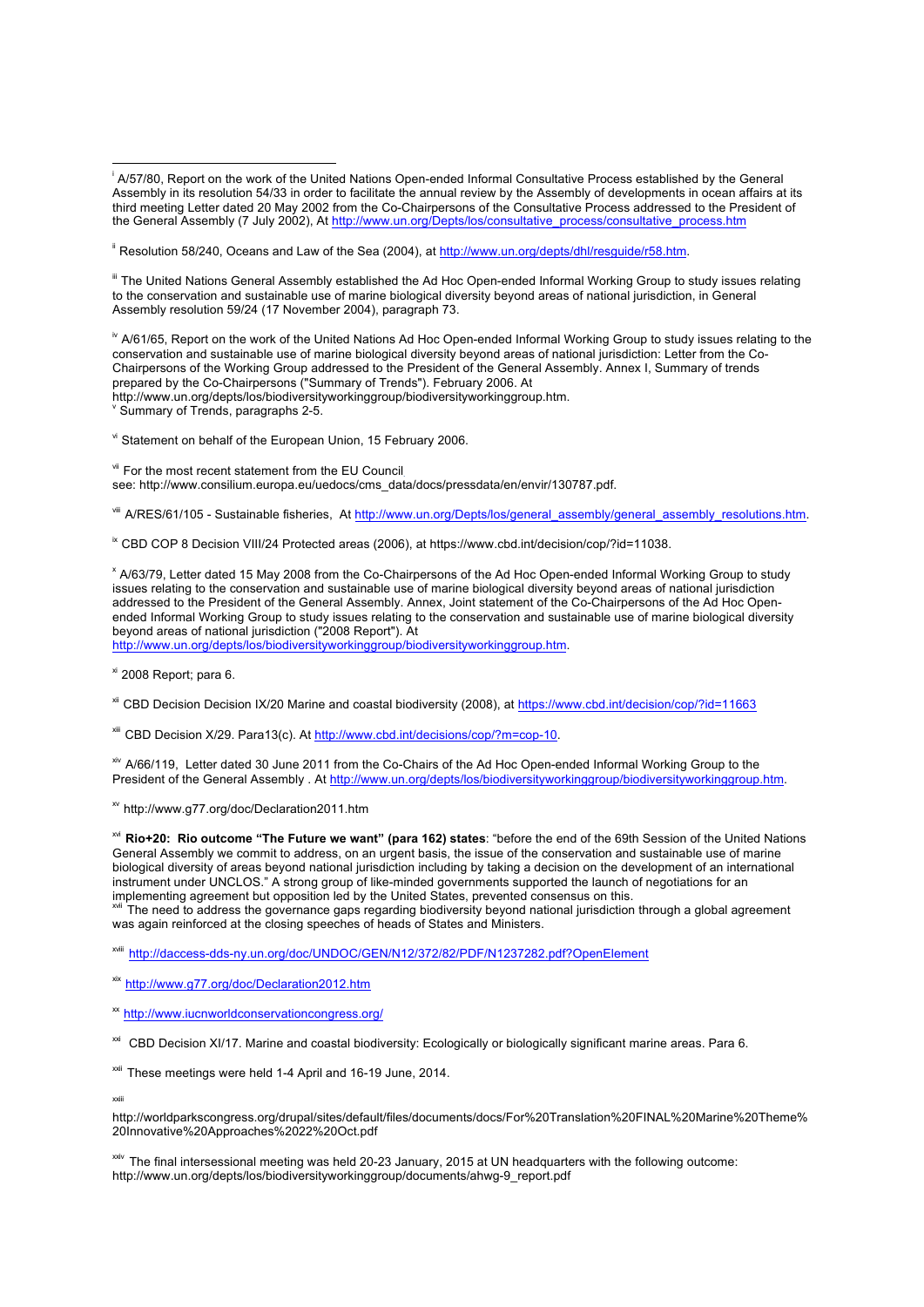[i] A/57/80, Report on the work of the United Nations Open-ended Informal Consultative Process established by the General Assembly in its resolution 54/33 in order to facilitate the annual review by the Assembly of developments in ocean affairs at its third meeting Letter dated 20 May 2002 from the Co-Chairpersons of the Consultative Process addressed to the President of the General Assembly (7 July 2002), At http://www.un.org/Depts/los/consultative_process/consultative_process.htm

[ii] Resolution 58/240, Oceans and Law of the Sea (2004), at http://www.un.org/depts/dhl/resguide/r58.htm.

[iii] The United Nations General Assembly established the Ad Hoc Open-ended Informal Working Group to study issues relating to the conservation and sustainable use of marine biological diversity beyond areas of national jurisdiction, in General Assembly resolution 59/24 (17 November 2004), paragraph 73.

[iv] A/61/65, Report on the work of the United Nations Ad Hoc Open-ended Informal Working Group to study issues relating to the conservation and sustainable use of marine biological diversity beyond areas of national jurisdiction: Letter from the Co-Chairpersons of the Working Group addressed to the President of the General Assembly. Annex I, Summary of trends prepared by the Co-Chairpersons ("Summary of Trends"). February 2006. At http://www.un.org/depts/los/biodiversityworkinggroup/biodiversityworkinggroup.htm.

[v] Summary of Trends, paragraphs 2-5.

[vi] Statement on behalf of the European Union, 15 February 2006.

[vii] For the most recent statement from the EU Council see: http://www.consilium.europa.eu/uedocs/cms_data/docs/pressdata/en/envir/130787.pdf.

[viii] A/RES/61/105 - Sustainable fisheries, At http://www.un.org/Depts/los/general_assembly/general_assembly_resolutions.htm.

[ix] CBD COP 8 Decision VIII/24 Protected areas (2006), at https://www.cbd.int/decision/cop/?id=11038.

[x] A/63/79, Letter dated 15 May 2008 from the Co-Chairpersons of the Ad Hoc Open-ended Informal Working Group to study issues relating to the conservation and sustainable use of marine biological diversity beyond areas of national jurisdiction addressed to the President of the General Assembly. Annex, Joint statement of the Co-Chairpersons of the Ad Hoc Open-ended Informal Working Group to study issues relating to the conservation and sustainable use of marine biological diversity beyond areas of national jurisdiction ("2008 Report"). At http://www.un.org/depts/los/biodiversityworkinggroup/biodiversityworkinggroup.htm.

[xi] 2008 Report; para 6.

[xii] CBD Decision Decision IX/20 Marine and coastal biodiversity (2008), at https://www.cbd.int/decision/cop/?id=11663

[xiii] CBD Decision X/29. Para13(c). At http://www.cbd.int/decisions/cop/?m=cop-10.

[xiv] A/66/119, Letter dated 30 June 2011 from the Co-Chairs of the Ad Hoc Open-ended Informal Working Group to the President of the General Assembly . At http://www.un.org/depts/los/biodiversityworkinggroup/biodiversityworkinggroup.htm.

[xv] http://www.g77.org/doc/Declaration2011.htm

[xvi] **Rio+20: Rio outcome "The Future we want" (para 162) states**: "before the end of the 69th Session of the United Nations General Assembly we commit to address, on an urgent basis, the issue of the conservation and sustainable use of marine biological diversity of areas beyond national jurisdiction including by taking a decision on the development of an international instrument under UNCLOS." A strong group of like-minded governments supported the launch of negotiations for an implementing agreement but opposition led by the United States, prevented consensus on this.

[xvii] The need to address the governance gaps regarding biodiversity beyond national jurisdiction through a global agreement was again reinforced at the closing speeches of heads of States and Ministers.

[xviii] http://daccess-dds-ny.un.org/doc/UNDOC/GEN/N12/372/82/PDF/N1237282.pdf?OpenElement

[xix] http://www.g77.org/doc/Declaration2012.htm

[xx] http://www.iucnworldconservationcongress.org/

[xxi] CBD Decision XI/17. Marine and coastal biodiversity: Ecologically or biologically significant marine areas. Para 6.

[xxii] These meetings were held 1-4 April and 16-19 June, 2014.

[xxiii] http://worldparkscongress.org/drupal/sites/default/files/documents/docs/For%20Translation%20FINAL%20Marine%20Theme%20Innovative%20Approaches%2022%20Oct.pdf

[xxiv] The final intersessional meeting was held 20-23 January, 2015 at UN headquarters with the following outcome: http://www.un.org/depts/los/biodiversityworkinggroup/documents/ahwg-9_report.pdf